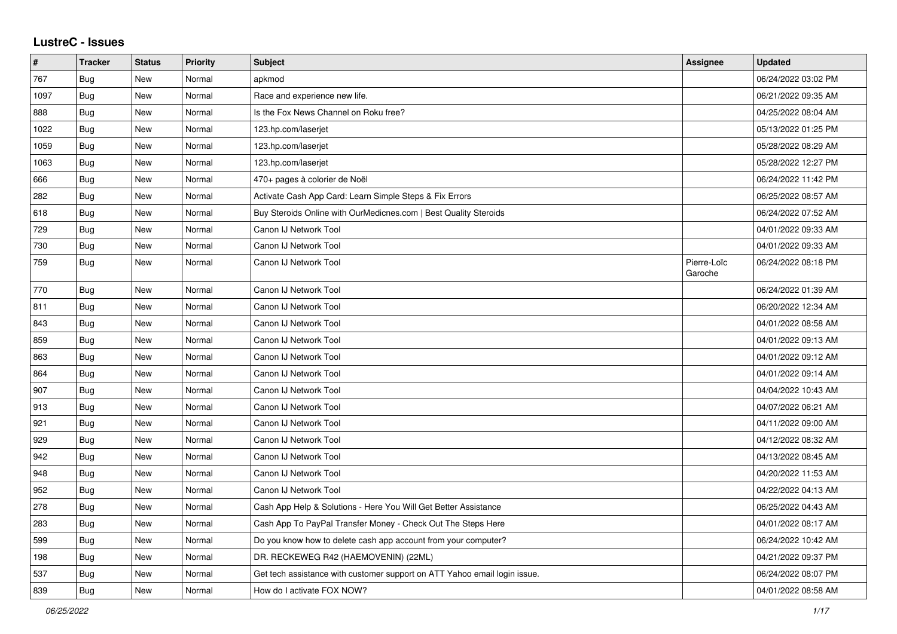## LustreC - Issues

| # | Tracker | Status | Priority | Subject | Assignee | Updated |
|---|---|---|---|---|---|---|
| 767 | Bug | New | Normal | apkmod | | 06/24/2022 03:02 PM |
| 1097 | Bug | New | Normal | Race and experience new life. | | 06/21/2022 09:35 AM |
| 888 | Bug | New | Normal | Is the Fox News Channel on Roku free? | | 04/25/2022 08:04 AM |
| 1022 | Bug | New | Normal | 123.hp.com/laserjet | | 05/13/2022 01:25 PM |
| 1059 | Bug | New | Normal | 123.hp.com/laserjet | | 05/28/2022 08:29 AM |
| 1063 | Bug | New | Normal | 123.hp.com/laserjet | | 05/28/2022 12:27 PM |
| 666 | Bug | New | Normal | 470+ pages à colorier de Noël | | 06/24/2022 11:42 PM |
| 282 | Bug | New | Normal | Activate Cash App Card: Learn Simple Steps & Fix Errors | | 06/25/2022 08:57 AM |
| 618 | Bug | New | Normal | Buy Steroids Online with OurMedicnes.com \| Best Quality Steroids | | 06/24/2022 07:52 AM |
| 729 | Bug | New | Normal | Canon IJ Network Tool | | 04/01/2022 09:33 AM |
| 730 | Bug | New | Normal | Canon IJ Network Tool | | 04/01/2022 09:33 AM |
| 759 | Bug | New | Normal | Canon IJ Network Tool | Pierre-Loïc Garoche | 06/24/2022 08:18 PM |
| 770 | Bug | New | Normal | Canon IJ Network Tool | | 06/24/2022 01:39 AM |
| 811 | Bug | New | Normal | Canon IJ Network Tool | | 06/20/2022 12:34 AM |
| 843 | Bug | New | Normal | Canon IJ Network Tool | | 04/01/2022 08:58 AM |
| 859 | Bug | New | Normal | Canon IJ Network Tool | | 04/01/2022 09:13 AM |
| 863 | Bug | New | Normal | Canon IJ Network Tool | | 04/01/2022 09:12 AM |
| 864 | Bug | New | Normal | Canon IJ Network Tool | | 04/01/2022 09:14 AM |
| 907 | Bug | New | Normal | Canon IJ Network Tool | | 04/04/2022 10:43 AM |
| 913 | Bug | New | Normal | Canon IJ Network Tool | | 04/07/2022 06:21 AM |
| 921 | Bug | New | Normal | Canon IJ Network Tool | | 04/11/2022 09:00 AM |
| 929 | Bug | New | Normal | Canon IJ Network Tool | | 04/12/2022 08:32 AM |
| 942 | Bug | New | Normal | Canon IJ Network Tool | | 04/13/2022 08:45 AM |
| 948 | Bug | New | Normal | Canon IJ Network Tool | | 04/20/2022 11:53 AM |
| 952 | Bug | New | Normal | Canon IJ Network Tool | | 04/22/2022 04:13 AM |
| 278 | Bug | New | Normal | Cash App Help & Solutions - Here You Will Get Better Assistance | | 06/25/2022 04:43 AM |
| 283 | Bug | New | Normal | Cash App To PayPal Transfer Money - Check Out The Steps Here | | 04/01/2022 08:17 AM |
| 599 | Bug | New | Normal | Do you know how to delete cash app account from your computer? | | 06/24/2022 10:42 AM |
| 198 | Bug | New | Normal | DR. RECKEWEG R42 (HAEMOVENIN) (22ML) | | 04/21/2022 09:37 PM |
| 537 | Bug | New | Normal | Get tech assistance with customer support on ATT Yahoo email login issue. | | 06/24/2022 08:07 PM |
| 839 | Bug | New | Normal | How do I activate FOX NOW? | | 04/01/2022 08:58 AM |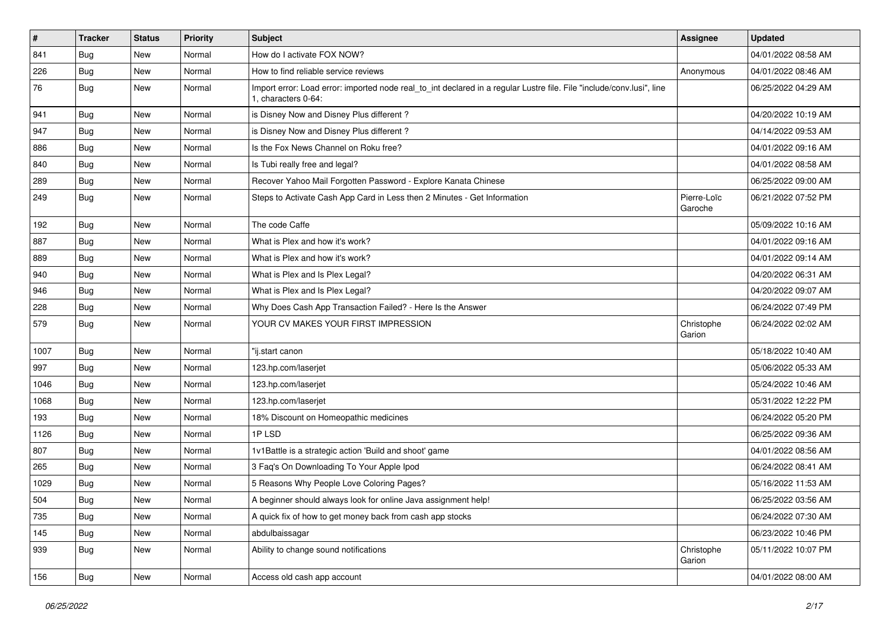| # | Tracker | Status | Priority | Subject | Assignee | Updated |
| --- | --- | --- | --- | --- | --- | --- |
| 841 | Bug | New | Normal | How do I activate FOX NOW? | | 04/01/2022 08:58 AM |
| 226 | Bug | New | Normal | How to find reliable service reviews | Anonymous | 04/01/2022 08:46 AM |
| 76 | Bug | New | Normal | Import error: Load error: imported node real_to_int declared in a regular Lustre file. File "include/conv.lusi", line 1, characters 0-64: | | 06/25/2022 04:29 AM |
| 941 | Bug | New | Normal | is Disney Now and Disney Plus different ? | | 04/20/2022 10:19 AM |
| 947 | Bug | New | Normal | is Disney Now and Disney Plus different ? | | 04/14/2022 09:53 AM |
| 886 | Bug | New | Normal | Is the Fox News Channel on Roku free? | | 04/01/2022 09:16 AM |
| 840 | Bug | New | Normal | Is Tubi really free and legal? | | 04/01/2022 08:58 AM |
| 289 | Bug | New | Normal | Recover Yahoo Mail Forgotten Password - Explore Kanata Chinese | | 06/25/2022 09:00 AM |
| 249 | Bug | New | Normal | Steps to Activate Cash App Card in Less then 2 Minutes - Get Information | Pierre-Loïc Garoche | 06/21/2022 07:52 PM |
| 192 | Bug | New | Normal | The code Caffe | | 05/09/2022 10:16 AM |
| 887 | Bug | New | Normal | What is Plex and how it's work? | | 04/01/2022 09:16 AM |
| 889 | Bug | New | Normal | What is Plex and how it's work? | | 04/01/2022 09:14 AM |
| 940 | Bug | New | Normal | What is Plex and Is Plex Legal? | | 04/20/2022 06:31 AM |
| 946 | Bug | New | Normal | What is Plex and Is Plex Legal? | | 04/20/2022 09:07 AM |
| 228 | Bug | New | Normal | Why Does Cash App Transaction Failed? - Here Is the Answer | | 06/24/2022 07:49 PM |
| 579 | Bug | New | Normal | YOUR CV MAKES YOUR FIRST IMPRESSION | Christophe Garion | 06/24/2022 02:02 AM |
| 1007 | Bug | New | Normal | "ij.start canon | | 05/18/2022 10:40 AM |
| 997 | Bug | New | Normal | 123.hp.com/laserjet | | 05/06/2022 05:33 AM |
| 1046 | Bug | New | Normal | 123.hp.com/laserjet | | 05/24/2022 10:46 AM |
| 1068 | Bug | New | Normal | 123.hp.com/laserjet | | 05/31/2022 12:22 PM |
| 193 | Bug | New | Normal | 18% Discount on Homeopathic medicines | | 06/24/2022 05:20 PM |
| 1126 | Bug | New | Normal | 1P LSD | | 06/25/2022 09:36 AM |
| 807 | Bug | New | Normal | 1v1Battle is a strategic action 'Build and shoot' game | | 04/01/2022 08:56 AM |
| 265 | Bug | New | Normal | 3 Faq's On Downloading To Your Apple Ipod | | 06/24/2022 08:41 AM |
| 1029 | Bug | New | Normal | 5 Reasons Why People Love Coloring Pages? | | 05/16/2022 11:53 AM |
| 504 | Bug | New | Normal | A beginner should always look for online Java assignment help! | | 06/25/2022 03:56 AM |
| 735 | Bug | New | Normal | A quick fix of how to get money back from cash app stocks | | 06/24/2022 07:30 AM |
| 145 | Bug | New | Normal | abdulbaissagar | | 06/23/2022 10:46 PM |
| 939 | Bug | New | Normal | Ability to change sound notifications | Christophe Garion | 05/11/2022 10:07 PM |
| 156 | Bug | New | Normal | Access old cash app account | | 04/01/2022 08:00 AM |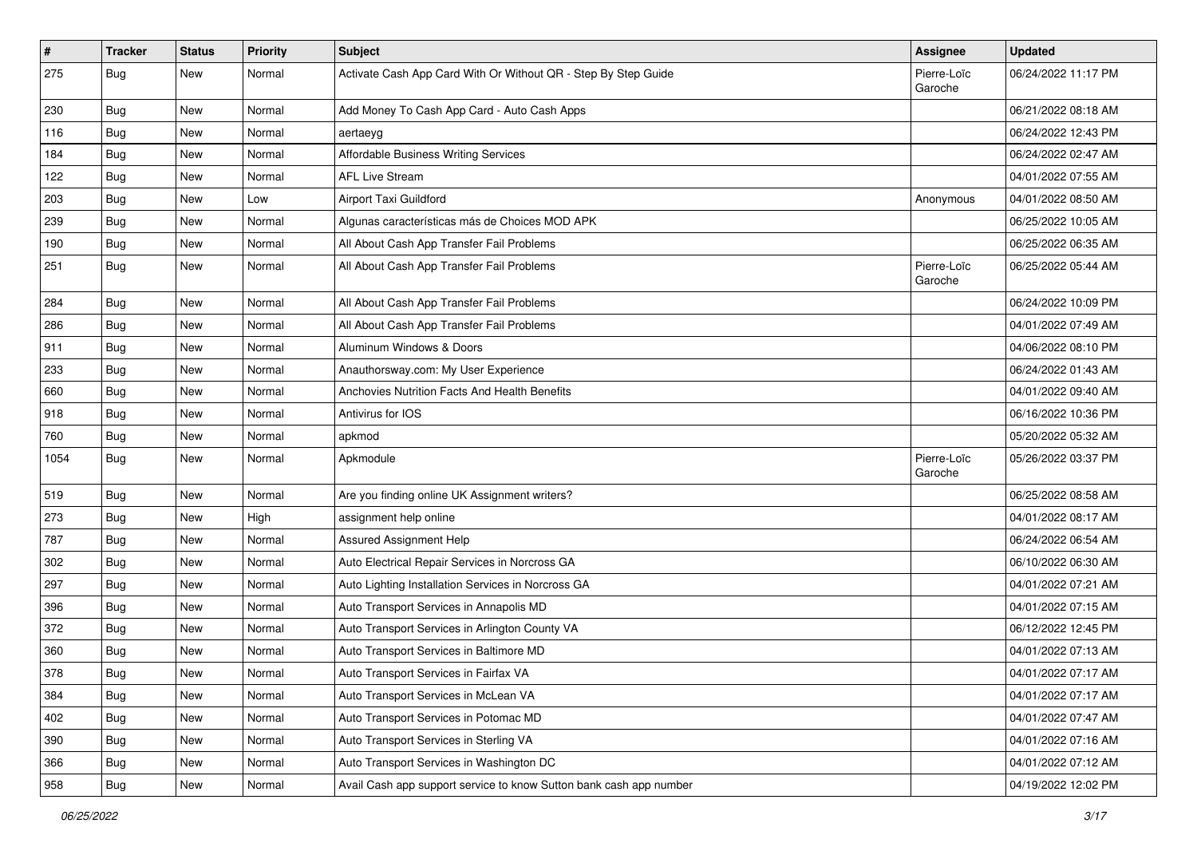| # | Tracker | Status | Priority | Subject | Assignee | Updated |
| --- | --- | --- | --- | --- | --- | --- |
| 275 | Bug | New | Normal | Activate Cash App Card With Or Without QR - Step By Step Guide | Pierre-Loïc Garoche | 06/24/2022 11:17 PM |
| 230 | Bug | New | Normal | Add Money To Cash App Card - Auto Cash Apps | | 06/21/2022 08:18 AM |
| 116 | Bug | New | Normal | aertaeyg | | 06/24/2022 12:43 PM |
| 184 | Bug | New | Normal | Affordable Business Writing Services | | 06/24/2022 02:47 AM |
| 122 | Bug | New | Normal | AFL Live Stream | | 04/01/2022 07:55 AM |
| 203 | Bug | New | Low | Airport Taxi Guildford | Anonymous | 04/01/2022 08:50 AM |
| 239 | Bug | New | Normal | Algunas características más de Choices MOD APK | | 06/25/2022 10:05 AM |
| 190 | Bug | New | Normal | All About Cash App Transfer Fail Problems | | 06/25/2022 06:35 AM |
| 251 | Bug | New | Normal | All About Cash App Transfer Fail Problems | Pierre-Loïc Garoche | 06/25/2022 05:44 AM |
| 284 | Bug | New | Normal | All About Cash App Transfer Fail Problems | | 06/24/2022 10:09 PM |
| 286 | Bug | New | Normal | All About Cash App Transfer Fail Problems | | 04/01/2022 07:49 AM |
| 911 | Bug | New | Normal | Aluminum Windows & Doors | | 04/06/2022 08:10 PM |
| 233 | Bug | New | Normal | Anauthorsway.com: My User Experience | | 06/24/2022 01:43 AM |
| 660 | Bug | New | Normal | Anchovies Nutrition Facts And Health Benefits | | 04/01/2022 09:40 AM |
| 918 | Bug | New | Normal | Antivirus for IOS | | 06/16/2022 10:36 PM |
| 760 | Bug | New | Normal | apkmod | | 05/20/2022 05:32 AM |
| 1054 | Bug | New | Normal | Apkmodule | Pierre-Loïc Garoche | 05/26/2022 03:37 PM |
| 519 | Bug | New | Normal | Are you finding online UK Assignment writers? | | 06/25/2022 08:58 AM |
| 273 | Bug | New | High | assignment help online | | 04/01/2022 08:17 AM |
| 787 | Bug | New | Normal | Assured Assignment Help | | 06/24/2022 06:54 AM |
| 302 | Bug | New | Normal | Auto Electrical Repair Services in Norcross GA | | 06/10/2022 06:30 AM |
| 297 | Bug | New | Normal | Auto Lighting Installation Services in Norcross GA | | 04/01/2022 07:21 AM |
| 396 | Bug | New | Normal | Auto Transport Services in Annapolis MD | | 04/01/2022 07:15 AM |
| 372 | Bug | New | Normal | Auto Transport Services in Arlington County VA | | 06/12/2022 12:45 PM |
| 360 | Bug | New | Normal | Auto Transport Services in Baltimore MD | | 04/01/2022 07:13 AM |
| 378 | Bug | New | Normal | Auto Transport Services in Fairfax VA | | 04/01/2022 07:17 AM |
| 384 | Bug | New | Normal | Auto Transport Services in McLean VA | | 04/01/2022 07:17 AM |
| 402 | Bug | New | Normal | Auto Transport Services in Potomac MD | | 04/01/2022 07:47 AM |
| 390 | Bug | New | Normal | Auto Transport Services in Sterling VA | | 04/01/2022 07:16 AM |
| 366 | Bug | New | Normal | Auto Transport Services in Washington DC | | 04/01/2022 07:12 AM |
| 958 | Bug | New | Normal | Avail Cash app support service to know Sutton bank cash app number | | 04/19/2022 12:02 PM |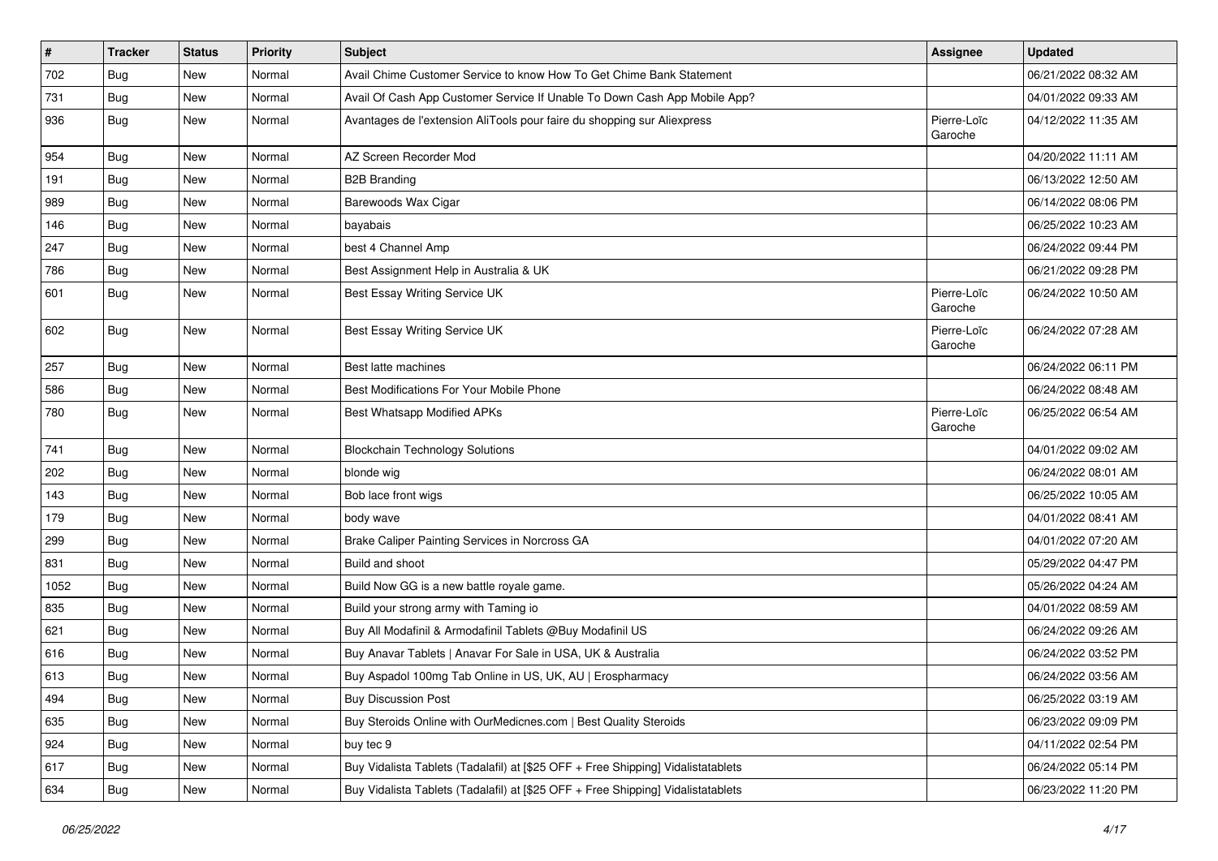| # | Tracker | Status | Priority | Subject | Assignee | Updated |
|---|---|---|---|---|---|---|
| 702 | Bug | New | Normal | Avail Chime Customer Service to know How To Get Chime Bank Statement | | 06/21/2022 08:32 AM |
| 731 | Bug | New | Normal | Avail Of Cash App Customer Service If Unable To Down Cash App Mobile App? | | 04/01/2022 09:33 AM |
| 936 | Bug | New | Normal | Avantages de l'extension AliTools pour faire du shopping sur Aliexpress | Pierre-Loïc Garoche | 04/12/2022 11:35 AM |
| 954 | Bug | New | Normal | AZ Screen Recorder Mod | | 04/20/2022 11:11 AM |
| 191 | Bug | New | Normal | B2B Branding | | 06/13/2022 12:50 AM |
| 989 | Bug | New | Normal | Barewoods Wax Cigar | | 06/14/2022 08:06 PM |
| 146 | Bug | New | Normal | bayabais | | 06/25/2022 10:23 AM |
| 247 | Bug | New | Normal | best 4 Channel Amp | | 06/24/2022 09:44 PM |
| 786 | Bug | New | Normal | Best Assignment Help in Australia & UK | | 06/21/2022 09:28 PM |
| 601 | Bug | New | Normal | Best Essay Writing Service UK | Pierre-Loïc Garoche | 06/24/2022 10:50 AM |
| 602 | Bug | New | Normal | Best Essay Writing Service UK | Pierre-Loïc Garoche | 06/24/2022 07:28 AM |
| 257 | Bug | New | Normal | Best latte machines | | 06/24/2022 06:11 PM |
| 586 | Bug | New | Normal | Best Modifications For Your Mobile Phone | | 06/24/2022 08:48 AM |
| 780 | Bug | New | Normal | Best Whatsapp Modified APKs | Pierre-Loïc Garoche | 06/25/2022 06:54 AM |
| 741 | Bug | New | Normal | Blockchain Technology Solutions | | 04/01/2022 09:02 AM |
| 202 | Bug | New | Normal | blonde wig | | 06/24/2022 08:01 AM |
| 143 | Bug | New | Normal | Bob lace front wigs | | 06/25/2022 10:05 AM |
| 179 | Bug | New | Normal | body wave | | 04/01/2022 08:41 AM |
| 299 | Bug | New | Normal | Brake Caliper Painting Services in Norcross GA | | 04/01/2022 07:20 AM |
| 831 | Bug | New | Normal | Build and shoot | | 05/29/2022 04:47 PM |
| 1052 | Bug | New | Normal | Build Now GG is a new battle royale game. | | 05/26/2022 04:24 AM |
| 835 | Bug | New | Normal | Build your strong army with Taming io | | 04/01/2022 08:59 AM |
| 621 | Bug | New | Normal | Buy All Modafinil & Armodafinil Tablets @Buy Modafinil US | | 06/24/2022 09:26 AM |
| 616 | Bug | New | Normal | Buy Anavar Tablets \| Anavar For Sale in USA, UK & Australia | | 06/24/2022 03:52 PM |
| 613 | Bug | New | Normal | Buy Aspadol 100mg Tab Online in US, UK, AU \| Erospharmacy | | 06/24/2022 03:56 AM |
| 494 | Bug | New | Normal | Buy Discussion Post | | 06/25/2022 03:19 AM |
| 635 | Bug | New | Normal | Buy Steroids Online with OurMedicnes.com \| Best Quality Steroids | | 06/23/2022 09:09 PM |
| 924 | Bug | New | Normal | buy tec 9 | | 04/11/2022 02:54 PM |
| 617 | Bug | New | Normal | Buy Vidalista Tablets (Tadalafil) at [$25 OFF + Free Shipping] Vidalistatablets | | 06/24/2022 05:14 PM |
| 634 | Bug | New | Normal | Buy Vidalista Tablets (Tadalafil) at [$25 OFF + Free Shipping] Vidalistatablets | | 06/23/2022 11:20 PM |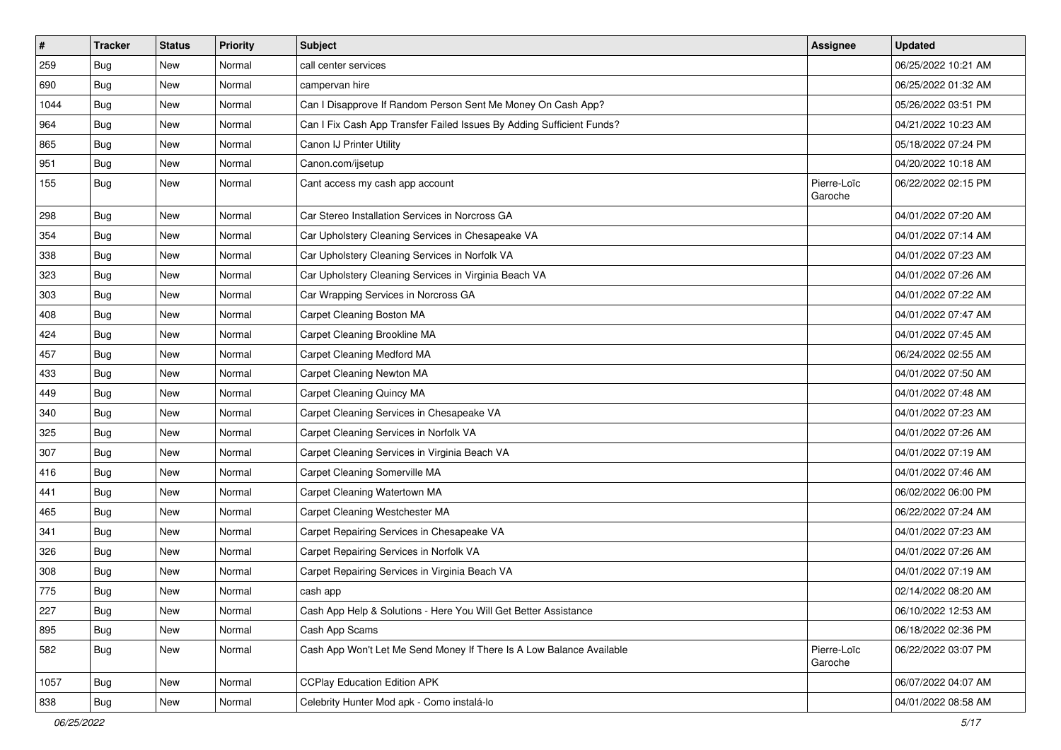| # | Tracker | Status | Priority | Subject | Assignee | Updated |
|---|---|---|---|---|---|---|
| 259 | Bug | New | Normal | call center services | | 06/25/2022 10:21 AM |
| 690 | Bug | New | Normal | campervan hire | | 06/25/2022 01:32 AM |
| 1044 | Bug | New | Normal | Can I Disapprove If Random Person Sent Me Money On Cash App? | | 05/26/2022 03:51 PM |
| 964 | Bug | New | Normal | Can I Fix Cash App Transfer Failed Issues By Adding Sufficient Funds? | | 04/21/2022 10:23 AM |
| 865 | Bug | New | Normal | Canon IJ Printer Utility | | 05/18/2022 07:24 PM |
| 951 | Bug | New | Normal | Canon.com/ijsetup | | 04/20/2022 10:18 AM |
| 155 | Bug | New | Normal | Cant access my cash app account | Pierre-Loïc Garoche | 06/22/2022 02:15 PM |
| 298 | Bug | New | Normal | Car Stereo Installation Services in Norcross GA | | 04/01/2022 07:20 AM |
| 354 | Bug | New | Normal | Car Upholstery Cleaning Services in Chesapeake VA | | 04/01/2022 07:14 AM |
| 338 | Bug | New | Normal | Car Upholstery Cleaning Services in Norfolk VA | | 04/01/2022 07:23 AM |
| 323 | Bug | New | Normal | Car Upholstery Cleaning Services in Virginia Beach VA | | 04/01/2022 07:26 AM |
| 303 | Bug | New | Normal | Car Wrapping Services in Norcross GA | | 04/01/2022 07:22 AM |
| 408 | Bug | New | Normal | Carpet Cleaning Boston MA | | 04/01/2022 07:47 AM |
| 424 | Bug | New | Normal | Carpet Cleaning Brookline MA | | 04/01/2022 07:45 AM |
| 457 | Bug | New | Normal | Carpet Cleaning Medford MA | | 06/24/2022 02:55 AM |
| 433 | Bug | New | Normal | Carpet Cleaning Newton MA | | 04/01/2022 07:50 AM |
| 449 | Bug | New | Normal | Carpet Cleaning Quincy MA | | 04/01/2022 07:48 AM |
| 340 | Bug | New | Normal | Carpet Cleaning Services in Chesapeake VA | | 04/01/2022 07:23 AM |
| 325 | Bug | New | Normal | Carpet Cleaning Services in Norfolk VA | | 04/01/2022 07:26 AM |
| 307 | Bug | New | Normal | Carpet Cleaning Services in Virginia Beach VA | | 04/01/2022 07:19 AM |
| 416 | Bug | New | Normal | Carpet Cleaning Somerville MA | | 04/01/2022 07:46 AM |
| 441 | Bug | New | Normal | Carpet Cleaning Watertown MA | | 06/02/2022 06:00 PM |
| 465 | Bug | New | Normal | Carpet Cleaning Westchester MA | | 06/22/2022 07:24 AM |
| 341 | Bug | New | Normal | Carpet Repairing Services in Chesapeake VA | | 04/01/2022 07:23 AM |
| 326 | Bug | New | Normal | Carpet Repairing Services in Norfolk VA | | 04/01/2022 07:26 AM |
| 308 | Bug | New | Normal | Carpet Repairing Services in Virginia Beach VA | | 04/01/2022 07:19 AM |
| 775 | Bug | New | Normal | cash app | | 02/14/2022 08:20 AM |
| 227 | Bug | New | Normal | Cash App Help & Solutions - Here You Will Get Better Assistance | | 06/10/2022 12:53 AM |
| 895 | Bug | New | Normal | Cash App Scams | | 06/18/2022 02:36 PM |
| 582 | Bug | New | Normal | Cash App Won't Let Me Send Money If There Is A Low Balance Available | Pierre-Loïc Garoche | 06/22/2022 03:07 PM |
| 1057 | Bug | New | Normal | CCPlay Education Edition APK | | 06/07/2022 04:07 AM |
| 838 | Bug | New | Normal | Celebrity Hunter Mod apk - Como instalá-lo | | 04/01/2022 08:58 AM |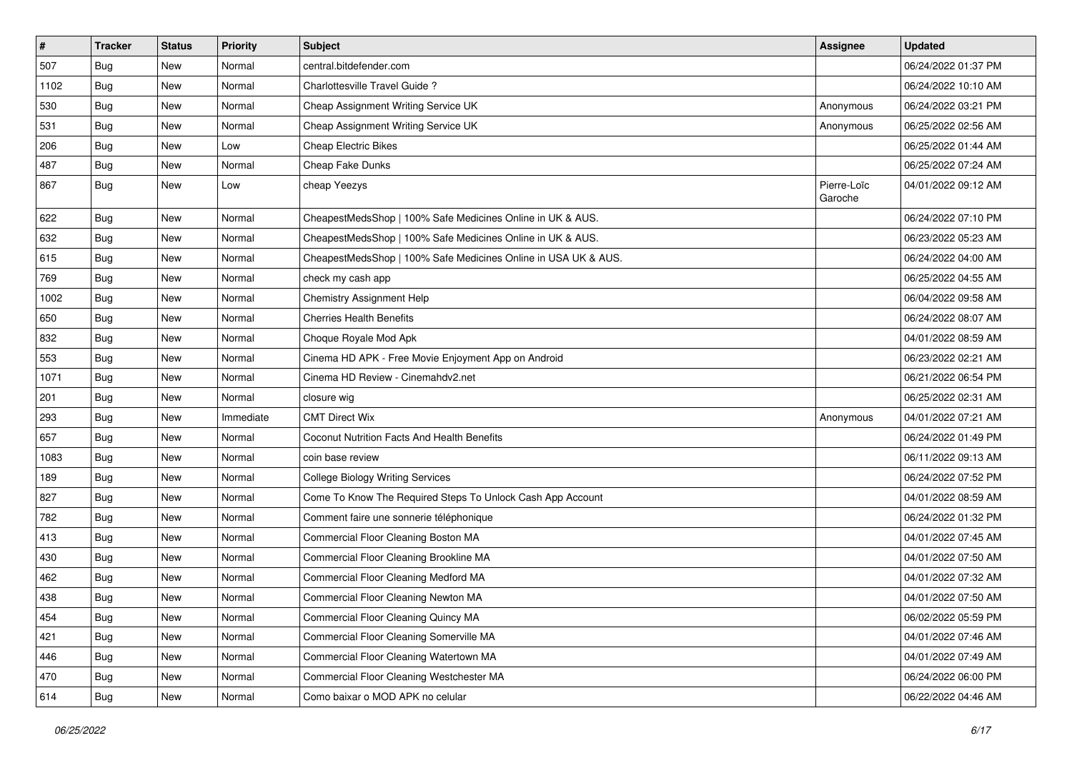| # | Tracker | Status | Priority | Subject | Assignee | Updated |
| --- | --- | --- | --- | --- | --- | --- |
| 507 | Bug | New | Normal | central.bitdefender.com | | 06/24/2022 01:37 PM |
| 1102 | Bug | New | Normal | Charlottesville Travel Guide ? | | 06/24/2022 10:10 AM |
| 530 | Bug | New | Normal | Cheap Assignment Writing Service UK | Anonymous | 06/24/2022 03:21 PM |
| 531 | Bug | New | Normal | Cheap Assignment Writing Service UK | Anonymous | 06/25/2022 02:56 AM |
| 206 | Bug | New | Low | Cheap Electric Bikes | | 06/25/2022 01:44 AM |
| 487 | Bug | New | Normal | Cheap Fake Dunks | | 06/25/2022 07:24 AM |
| 867 | Bug | New | Low | cheap Yeezys | Pierre-Loïc Garoche | 04/01/2022 09:12 AM |
| 622 | Bug | New | Normal | CheapestMedsShop \| 100% Safe Medicines Online in UK & AUS. | | 06/24/2022 07:10 PM |
| 632 | Bug | New | Normal | CheapestMedsShop \| 100% Safe Medicines Online in UK & AUS. | | 06/23/2022 05:23 AM |
| 615 | Bug | New | Normal | CheapestMedsShop \| 100% Safe Medicines Online in USA UK & AUS. | | 06/24/2022 04:00 AM |
| 769 | Bug | New | Normal | check my cash app | | 06/25/2022 04:55 AM |
| 1002 | Bug | New | Normal | Chemistry Assignment Help | | 06/04/2022 09:58 AM |
| 650 | Bug | New | Normal | Cherries Health Benefits | | 06/24/2022 08:07 AM |
| 832 | Bug | New | Normal | Choque Royale Mod Apk | | 04/01/2022 08:59 AM |
| 553 | Bug | New | Normal | Cinema HD APK - Free Movie Enjoyment App on Android | | 06/23/2022 02:21 AM |
| 1071 | Bug | New | Normal | Cinema HD Review - Cinemahdv2.net | | 06/21/2022 06:54 PM |
| 201 | Bug | New | Normal | closure wig | | 06/25/2022 02:31 AM |
| 293 | Bug | New | Immediate | CMT Direct Wix | Anonymous | 04/01/2022 07:21 AM |
| 657 | Bug | New | Normal | Coconut Nutrition Facts And Health Benefits | | 06/24/2022 01:49 PM |
| 1083 | Bug | New | Normal | coin base review | | 06/11/2022 09:13 AM |
| 189 | Bug | New | Normal | College Biology Writing Services | | 06/24/2022 07:52 PM |
| 827 | Bug | New | Normal | Come To Know The Required Steps To Unlock Cash App Account | | 04/01/2022 08:59 AM |
| 782 | Bug | New | Normal | Comment faire une sonnerie téléphonique | | 06/24/2022 01:32 PM |
| 413 | Bug | New | Normal | Commercial Floor Cleaning Boston MA | | 04/01/2022 07:45 AM |
| 430 | Bug | New | Normal | Commercial Floor Cleaning Brookline MA | | 04/01/2022 07:50 AM |
| 462 | Bug | New | Normal | Commercial Floor Cleaning Medford MA | | 04/01/2022 07:32 AM |
| 438 | Bug | New | Normal | Commercial Floor Cleaning Newton MA | | 04/01/2022 07:50 AM |
| 454 | Bug | New | Normal | Commercial Floor Cleaning Quincy MA | | 06/02/2022 05:59 PM |
| 421 | Bug | New | Normal | Commercial Floor Cleaning Somerville MA | | 04/01/2022 07:46 AM |
| 446 | Bug | New | Normal | Commercial Floor Cleaning Watertown MA | | 04/01/2022 07:49 AM |
| 470 | Bug | New | Normal | Commercial Floor Cleaning Westchester MA | | 06/24/2022 06:00 PM |
| 614 | Bug | New | Normal | Como baixar o MOD APK no celular | | 06/22/2022 04:46 AM |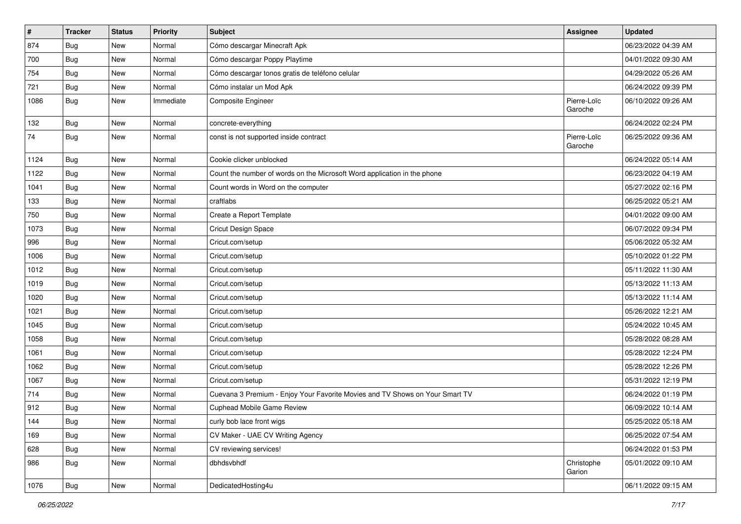| # | Tracker | Status | Priority | Subject | Assignee | Updated |
|---|---|---|---|---|---|---|
| 874 | Bug | New | Normal | Cómo descargar Minecraft Apk | | 06/23/2022 04:39 AM |
| 700 | Bug | New | Normal | Cómo descargar Poppy Playtime | | 04/01/2022 09:30 AM |
| 754 | Bug | New | Normal | Cómo descargar tonos gratis de teléfono celular | | 04/29/2022 05:26 AM |
| 721 | Bug | New | Normal | Cómo instalar un Mod Apk | | 06/24/2022 09:39 PM |
| 1086 | Bug | New | Immediate | Composite Engineer | Pierre-Loïc Garoche | 06/10/2022 09:26 AM |
| 132 | Bug | New | Normal | concrete-everything | | 06/24/2022 02:24 PM |
| 74 | Bug | New | Normal | const is not supported inside contract | Pierre-Loïc Garoche | 06/25/2022 09:36 AM |
| 1124 | Bug | New | Normal | Cookie clicker unblocked | | 06/24/2022 05:14 AM |
| 1122 | Bug | New | Normal | Count the number of words on the Microsoft Word application in the phone | | 06/23/2022 04:19 AM |
| 1041 | Bug | New | Normal | Count words in Word on the computer | | 05/27/2022 02:16 PM |
| 133 | Bug | New | Normal | craftlabs | | 06/25/2022 05:21 AM |
| 750 | Bug | New | Normal | Create a Report Template | | 04/01/2022 09:00 AM |
| 1073 | Bug | New | Normal | Cricut Design Space | | 06/07/2022 09:34 PM |
| 996 | Bug | New | Normal | Cricut.com/setup | | 05/06/2022 05:32 AM |
| 1006 | Bug | New | Normal | Cricut.com/setup | | 05/10/2022 01:22 PM |
| 1012 | Bug | New | Normal | Cricut.com/setup | | 05/11/2022 11:30 AM |
| 1019 | Bug | New | Normal | Cricut.com/setup | | 05/13/2022 11:13 AM |
| 1020 | Bug | New | Normal | Cricut.com/setup | | 05/13/2022 11:14 AM |
| 1021 | Bug | New | Normal | Cricut.com/setup | | 05/26/2022 12:21 AM |
| 1045 | Bug | New | Normal | Cricut.com/setup | | 05/24/2022 10:45 AM |
| 1058 | Bug | New | Normal | Cricut.com/setup | | 05/28/2022 08:28 AM |
| 1061 | Bug | New | Normal | Cricut.com/setup | | 05/28/2022 12:24 PM |
| 1062 | Bug | New | Normal | Cricut.com/setup | | 05/28/2022 12:26 PM |
| 1067 | Bug | New | Normal | Cricut.com/setup | | 05/31/2022 12:19 PM |
| 714 | Bug | New | Normal | Cuevana 3 Premium - Enjoy Your Favorite Movies and TV Shows on Your Smart TV | | 06/24/2022 01:19 PM |
| 912 | Bug | New | Normal | Cuphead Mobile Game Review | | 06/09/2022 10:14 AM |
| 144 | Bug | New | Normal | curly bob lace front wigs | | 05/25/2022 05:18 AM |
| 169 | Bug | New | Normal | CV Maker - UAE CV Writing Agency | | 06/25/2022 07:54 AM |
| 628 | Bug | New | Normal | CV reviewing services! | | 06/24/2022 01:53 PM |
| 986 | Bug | New | Normal | dbhdsvbhdf | Christophe Garion | 05/01/2022 09:10 AM |
| 1076 | Bug | New | Normal | DedicatedHosting4u | | 06/11/2022 09:15 AM |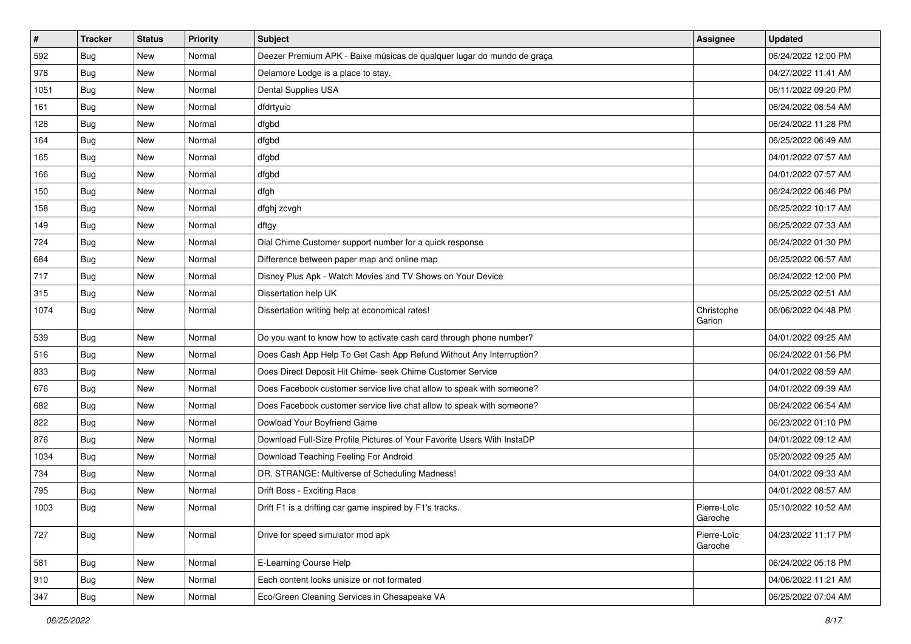| # | Tracker | Status | Priority | Subject | Assignee | Updated |
|---|---|---|---|---|---|---|
| 592 | Bug | New | Normal | Deezer Premium APK - Baixe músicas de qualquer lugar do mundo de graça | | 06/24/2022 12:00 PM |
| 978 | Bug | New | Normal | Delamore Lodge is a place to stay. | | 04/27/2022 11:41 AM |
| 1051 | Bug | New | Normal | Dental Supplies USA | | 06/11/2022 09:20 PM |
| 161 | Bug | New | Normal | dfdrtyuio | | 06/24/2022 08:54 AM |
| 128 | Bug | New | Normal | dfgbd | | 06/24/2022 11:28 PM |
| 164 | Bug | New | Normal | dfgbd | | 06/25/2022 06:49 AM |
| 165 | Bug | New | Normal | dfgbd | | 04/01/2022 07:57 AM |
| 166 | Bug | New | Normal | dfgbd | | 04/01/2022 07:57 AM |
| 150 | Bug | New | Normal | dfgh | | 06/24/2022 06:46 PM |
| 158 | Bug | New | Normal | dfghj zcvgh | | 06/25/2022 10:17 AM |
| 149 | Bug | New | Normal | dftgy | | 06/25/2022 07:33 AM |
| 724 | Bug | New | Normal | Dial Chime Customer support number for a quick response | | 06/24/2022 01:30 PM |
| 684 | Bug | New | Normal | Difference between paper map and online map | | 06/25/2022 06:57 AM |
| 717 | Bug | New | Normal | Disney Plus Apk - Watch Movies and TV Shows on Your Device | | 06/24/2022 12:00 PM |
| 315 | Bug | New | Normal | Dissertation help UK | | 06/25/2022 02:51 AM |
| 1074 | Bug | New | Normal | Dissertation writing help at economical rates! | Christophe Garion | 06/06/2022 04:48 PM |
| 539 | Bug | New | Normal | Do you want to know how to activate cash card through phone number? | | 04/01/2022 09:25 AM |
| 516 | Bug | New | Normal | Does Cash App Help To Get Cash App Refund Without Any Interruption? | | 06/24/2022 01:56 PM |
| 833 | Bug | New | Normal | Does Direct Deposit Hit Chime- seek Chime Customer Service | | 04/01/2022 08:59 AM |
| 676 | Bug | New | Normal | Does Facebook customer service live chat allow to speak with someone? | | 04/01/2022 09:39 AM |
| 682 | Bug | New | Normal | Does Facebook customer service live chat allow to speak with someone? | | 06/24/2022 06:54 AM |
| 822 | Bug | New | Normal | Dowload Your Boyfriend Game | | 06/23/2022 01:10 PM |
| 876 | Bug | New | Normal | Download Full-Size Profile Pictures of Your Favorite Users With InstaDP | | 04/01/2022 09:12 AM |
| 1034 | Bug | New | Normal | Download Teaching Feeling For Android | | 05/20/2022 09:25 AM |
| 734 | Bug | New | Normal | DR. STRANGE: Multiverse of Scheduling Madness! | | 04/01/2022 09:33 AM |
| 795 | Bug | New | Normal | Drift Boss - Exciting Race | | 04/01/2022 08:57 AM |
| 1003 | Bug | New | Normal | Drift F1 is a drifting car game inspired by F1's tracks. | Pierre-Loïc Garoche | 05/10/2022 10:52 AM |
| 727 | Bug | New | Normal | Drive for speed simulator mod apk | Pierre-Loïc Garoche | 04/23/2022 11:17 PM |
| 581 | Bug | New | Normal | E-Learning Course Help | | 06/24/2022 05:18 PM |
| 910 | Bug | New | Normal | Each content looks unisize or not formated | | 04/06/2022 11:21 AM |
| 347 | Bug | New | Normal | Eco/Green Cleaning Services in Chesapeake VA | | 06/25/2022 07:04 AM |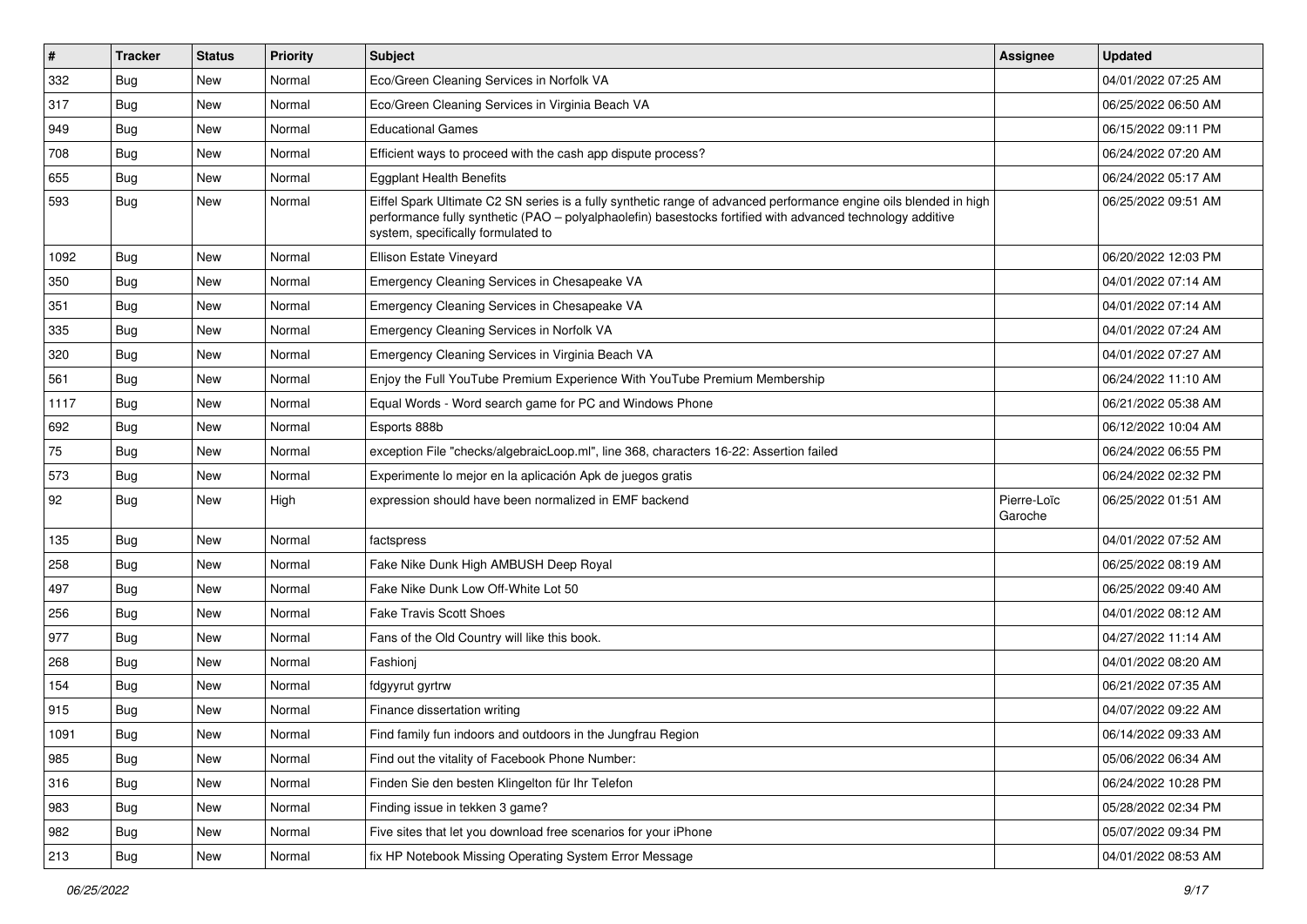| # | Tracker | Status | Priority | Subject | Assignee | Updated |
| --- | --- | --- | --- | --- | --- | --- |
| 332 | Bug | New | Normal | Eco/Green Cleaning Services in Norfolk VA | | 04/01/2022 07:25 AM |
| 317 | Bug | New | Normal | Eco/Green Cleaning Services in Virginia Beach VA | | 06/25/2022 06:50 AM |
| 949 | Bug | New | Normal | Educational Games | | 06/15/2022 09:11 PM |
| 708 | Bug | New | Normal | Efficient ways to proceed with the cash app dispute process? | | 06/24/2022 07:20 AM |
| 655 | Bug | New | Normal | Eggplant Health Benefits | | 06/24/2022 05:17 AM |
| 593 | Bug | New | Normal | Eiffel Spark Ultimate C2 SN series is a fully synthetic range of advanced performance engine oils blended in high performance fully synthetic (PAO – polyalphaolefin) basestocks fortified with advanced technology additive system, specifically formulated to | | 06/25/2022 09:51 AM |
| 1092 | Bug | New | Normal | Ellison Estate Vineyard | | 06/20/2022 12:03 PM |
| 350 | Bug | New | Normal | Emergency Cleaning Services in Chesapeake VA | | 04/01/2022 07:14 AM |
| 351 | Bug | New | Normal | Emergency Cleaning Services in Chesapeake VA | | 04/01/2022 07:14 AM |
| 335 | Bug | New | Normal | Emergency Cleaning Services in Norfolk VA | | 04/01/2022 07:24 AM |
| 320 | Bug | New | Normal | Emergency Cleaning Services in Virginia Beach VA | | 04/01/2022 07:27 AM |
| 561 | Bug | New | Normal | Enjoy the Full YouTube Premium Experience With YouTube Premium Membership | | 06/24/2022 11:10 AM |
| 1117 | Bug | New | Normal | Equal Words - Word search game for PC and Windows Phone | | 06/21/2022 05:38 AM |
| 692 | Bug | New | Normal | Esports 888b | | 06/12/2022 10:04 AM |
| 75 | Bug | New | Normal | exception File "checks/algebraicLoop.ml", line 368, characters 16-22: Assertion failed | | 06/24/2022 06:55 PM |
| 573 | Bug | New | Normal | Experimente lo mejor en la aplicación Apk de juegos gratis | | 06/24/2022 02:32 PM |
| 92 | Bug | New | High | expression should have been normalized in EMF backend | Pierre-Loïc Garoche | 06/25/2022 01:51 AM |
| 135 | Bug | New | Normal | factspress | | 04/01/2022 07:52 AM |
| 258 | Bug | New | Normal | Fake Nike Dunk High AMBUSH Deep Royal | | 06/25/2022 08:19 AM |
| 497 | Bug | New | Normal | Fake Nike Dunk Low Off-White Lot 50 | | 06/25/2022 09:40 AM |
| 256 | Bug | New | Normal | Fake Travis Scott Shoes | | 04/01/2022 08:12 AM |
| 977 | Bug | New | Normal | Fans of the Old Country will like this book. | | 04/27/2022 11:14 AM |
| 268 | Bug | New | Normal | Fashionj | | 04/01/2022 08:20 AM |
| 154 | Bug | New | Normal | fdgyyrut gyrtrw | | 06/21/2022 07:35 AM |
| 915 | Bug | New | Normal | Finance dissertation writing | | 04/07/2022 09:22 AM |
| 1091 | Bug | New | Normal | Find family fun indoors and outdoors in the Jungfrau Region | | 06/14/2022 09:33 AM |
| 985 | Bug | New | Normal | Find out the vitality of Facebook Phone Number: | | 05/06/2022 06:34 AM |
| 316 | Bug | New | Normal | Finden Sie den besten Klingelton für Ihr Telefon | | 06/24/2022 10:28 PM |
| 983 | Bug | New | Normal | Finding issue in tekken 3 game? | | 05/28/2022 02:34 PM |
| 982 | Bug | New | Normal | Five sites that let you download free scenarios for your iPhone | | 05/07/2022 09:34 PM |
| 213 | Bug | New | Normal | fix HP Notebook Missing Operating System Error Message | | 04/01/2022 08:53 AM |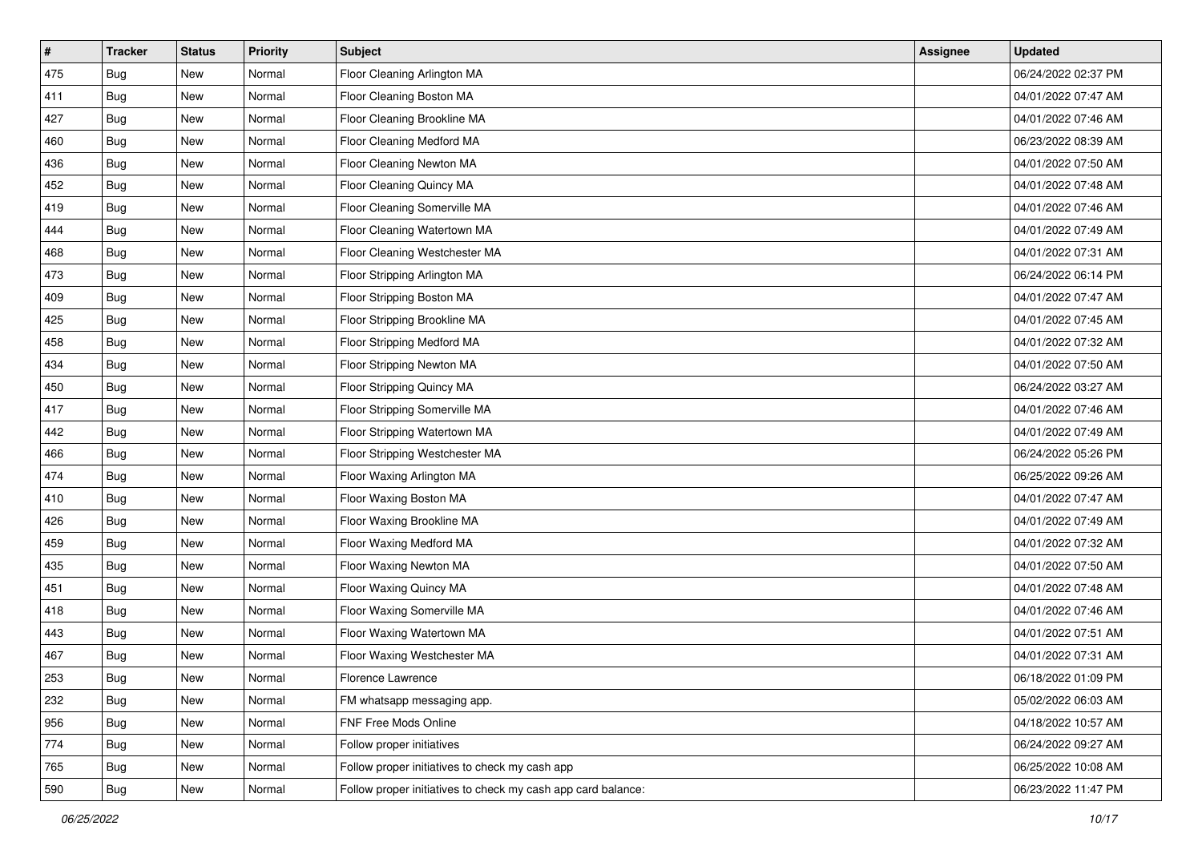| # | Tracker | Status | Priority | Subject | Assignee | Updated |
| --- | --- | --- | --- | --- | --- | --- |
| 475 | Bug | New | Normal | Floor Cleaning Arlington MA | | 06/24/2022 02:37 PM |
| 411 | Bug | New | Normal | Floor Cleaning Boston MA | | 04/01/2022 07:47 AM |
| 427 | Bug | New | Normal | Floor Cleaning Brookline MA | | 04/01/2022 07:46 AM |
| 460 | Bug | New | Normal | Floor Cleaning Medford MA | | 06/23/2022 08:39 AM |
| 436 | Bug | New | Normal | Floor Cleaning Newton MA | | 04/01/2022 07:50 AM |
| 452 | Bug | New | Normal | Floor Cleaning Quincy MA | | 04/01/2022 07:48 AM |
| 419 | Bug | New | Normal | Floor Cleaning Somerville MA | | 04/01/2022 07:46 AM |
| 444 | Bug | New | Normal | Floor Cleaning Watertown MA | | 04/01/2022 07:49 AM |
| 468 | Bug | New | Normal | Floor Cleaning Westchester MA | | 04/01/2022 07:31 AM |
| 473 | Bug | New | Normal | Floor Stripping Arlington MA | | 06/24/2022 06:14 PM |
| 409 | Bug | New | Normal | Floor Stripping Boston MA | | 04/01/2022 07:47 AM |
| 425 | Bug | New | Normal | Floor Stripping Brookline MA | | 04/01/2022 07:45 AM |
| 458 | Bug | New | Normal | Floor Stripping Medford MA | | 04/01/2022 07:32 AM |
| 434 | Bug | New | Normal | Floor Stripping Newton MA | | 04/01/2022 07:50 AM |
| 450 | Bug | New | Normal | Floor Stripping Quincy MA | | 06/24/2022 03:27 AM |
| 417 | Bug | New | Normal | Floor Stripping Somerville MA | | 04/01/2022 07:46 AM |
| 442 | Bug | New | Normal | Floor Stripping Watertown MA | | 04/01/2022 07:49 AM |
| 466 | Bug | New | Normal | Floor Stripping Westchester MA | | 06/24/2022 05:26 PM |
| 474 | Bug | New | Normal | Floor Waxing Arlington MA | | 06/25/2022 09:26 AM |
| 410 | Bug | New | Normal | Floor Waxing Boston MA | | 04/01/2022 07:47 AM |
| 426 | Bug | New | Normal | Floor Waxing Brookline MA | | 04/01/2022 07:49 AM |
| 459 | Bug | New | Normal | Floor Waxing Medford MA | | 04/01/2022 07:32 AM |
| 435 | Bug | New | Normal | Floor Waxing Newton MA | | 04/01/2022 07:50 AM |
| 451 | Bug | New | Normal | Floor Waxing Quincy MA | | 04/01/2022 07:48 AM |
| 418 | Bug | New | Normal | Floor Waxing Somerville MA | | 04/01/2022 07:46 AM |
| 443 | Bug | New | Normal | Floor Waxing Watertown MA | | 04/01/2022 07:51 AM |
| 467 | Bug | New | Normal | Floor Waxing Westchester MA | | 04/01/2022 07:31 AM |
| 253 | Bug | New | Normal | Florence Lawrence | | 06/18/2022 01:09 PM |
| 232 | Bug | New | Normal | FM whatsapp messaging app. | | 05/02/2022 06:03 AM |
| 956 | Bug | New | Normal | FNF Free Mods Online | | 04/18/2022 10:57 AM |
| 774 | Bug | New | Normal | Follow proper initiatives | | 06/24/2022 09:27 AM |
| 765 | Bug | New | Normal | Follow proper initiatives to check my cash app | | 06/25/2022 10:08 AM |
| 590 | Bug | New | Normal | Follow proper initiatives to check my cash app card balance: | | 06/23/2022 11:47 PM |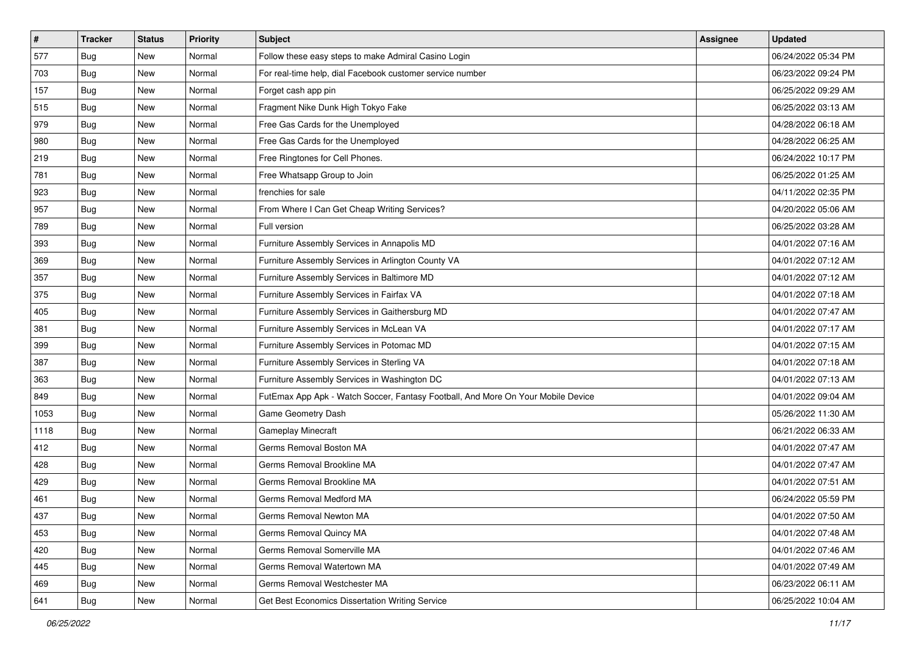| # | Tracker | Status | Priority | Subject | Assignee | Updated |
| --- | --- | --- | --- | --- | --- | --- |
| 577 | Bug | New | Normal | Follow these easy steps to make Admiral Casino Login | | 06/24/2022 05:34 PM |
| 703 | Bug | New | Normal | For real-time help, dial Facebook customer service number | | 06/23/2022 09:24 PM |
| 157 | Bug | New | Normal | Forget cash app pin | | 06/25/2022 09:29 AM |
| 515 | Bug | New | Normal | Fragment Nike Dunk High Tokyo Fake | | 06/25/2022 03:13 AM |
| 979 | Bug | New | Normal | Free Gas Cards for the Unemployed | | 04/28/2022 06:18 AM |
| 980 | Bug | New | Normal | Free Gas Cards for the Unemployed | | 04/28/2022 06:25 AM |
| 219 | Bug | New | Normal | Free Ringtones for Cell Phones. | | 06/24/2022 10:17 PM |
| 781 | Bug | New | Normal | Free Whatsapp Group to Join | | 06/25/2022 01:25 AM |
| 923 | Bug | New | Normal | frenchies for sale | | 04/11/2022 02:35 PM |
| 957 | Bug | New | Normal | From Where I Can Get Cheap Writing Services? | | 04/20/2022 05:06 AM |
| 789 | Bug | New | Normal | Full version | | 06/25/2022 03:28 AM |
| 393 | Bug | New | Normal | Furniture Assembly Services in Annapolis MD | | 04/01/2022 07:16 AM |
| 369 | Bug | New | Normal | Furniture Assembly Services in Arlington County VA | | 04/01/2022 07:12 AM |
| 357 | Bug | New | Normal | Furniture Assembly Services in Baltimore MD | | 04/01/2022 07:12 AM |
| 375 | Bug | New | Normal | Furniture Assembly Services in Fairfax VA | | 04/01/2022 07:18 AM |
| 405 | Bug | New | Normal | Furniture Assembly Services in Gaithersburg MD | | 04/01/2022 07:47 AM |
| 381 | Bug | New | Normal | Furniture Assembly Services in McLean VA | | 04/01/2022 07:17 AM |
| 399 | Bug | New | Normal | Furniture Assembly Services in Potomac MD | | 04/01/2022 07:15 AM |
| 387 | Bug | New | Normal | Furniture Assembly Services in Sterling VA | | 04/01/2022 07:18 AM |
| 363 | Bug | New | Normal | Furniture Assembly Services in Washington DC | | 04/01/2022 07:13 AM |
| 849 | Bug | New | Normal | FutEmax App Apk - Watch Soccer, Fantasy Football, And More On Your Mobile Device | | 04/01/2022 09:04 AM |
| 1053 | Bug | New | Normal | Game Geometry Dash | | 05/26/2022 11:30 AM |
| 1118 | Bug | New | Normal | Gameplay Minecraft | | 06/21/2022 06:33 AM |
| 412 | Bug | New | Normal | Germs Removal Boston MA | | 04/01/2022 07:47 AM |
| 428 | Bug | New | Normal | Germs Removal Brookline MA | | 04/01/2022 07:47 AM |
| 429 | Bug | New | Normal | Germs Removal Brookline MA | | 04/01/2022 07:51 AM |
| 461 | Bug | New | Normal | Germs Removal Medford MA | | 06/24/2022 05:59 PM |
| 437 | Bug | New | Normal | Germs Removal Newton MA | | 04/01/2022 07:50 AM |
| 453 | Bug | New | Normal | Germs Removal Quincy MA | | 04/01/2022 07:48 AM |
| 420 | Bug | New | Normal | Germs Removal Somerville MA | | 04/01/2022 07:46 AM |
| 445 | Bug | New | Normal | Germs Removal Watertown MA | | 04/01/2022 07:49 AM |
| 469 | Bug | New | Normal | Germs Removal Westchester MA | | 06/23/2022 06:11 AM |
| 641 | Bug | New | Normal | Get Best Economics Dissertation Writing Service | | 06/25/2022 10:04 AM |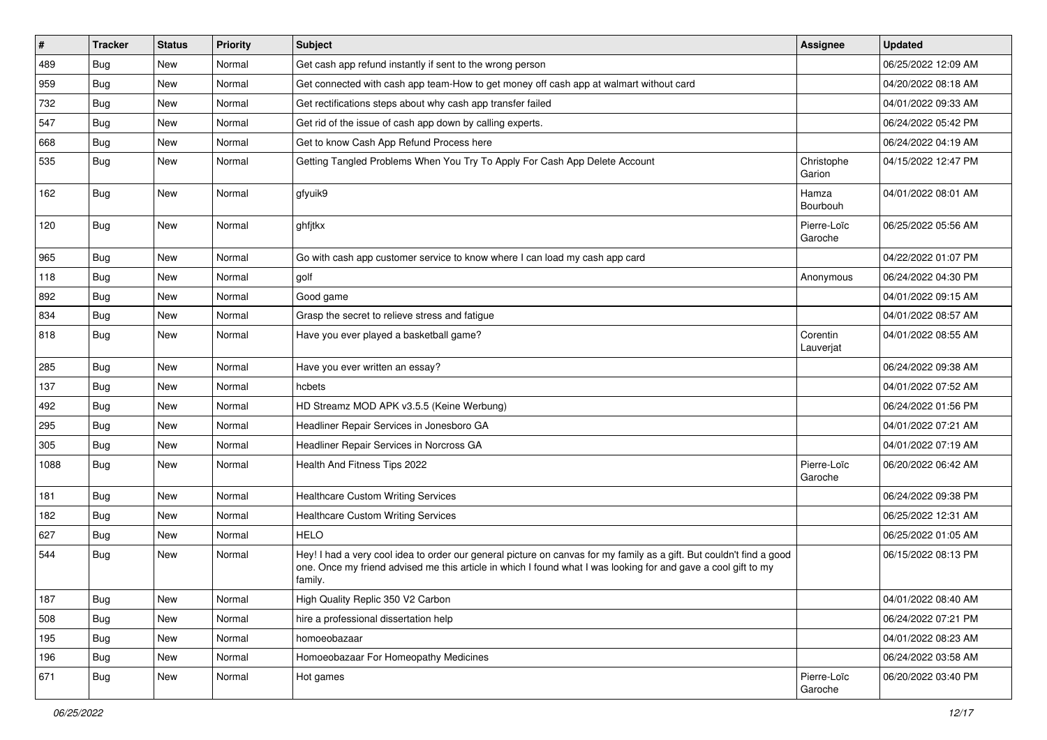| # | Tracker | Status | Priority | Subject | Assignee | Updated |
|---|---|---|---|---|---|---|
| 489 | Bug | New | Normal | Get cash app refund instantly if sent to the wrong person | | 06/25/2022 12:09 AM |
| 959 | Bug | New | Normal | Get connected with cash app team-How to get money off cash app at walmart without card | | 04/20/2022 08:18 AM |
| 732 | Bug | New | Normal | Get rectifications steps about why cash app transfer failed | | 04/01/2022 09:33 AM |
| 547 | Bug | New | Normal | Get rid of the issue of cash app down by calling experts. | | 06/24/2022 05:42 PM |
| 668 | Bug | New | Normal | Get to know Cash App Refund Process here | | 06/24/2022 04:19 AM |
| 535 | Bug | New | Normal | Getting Tangled Problems When You Try To Apply For Cash App Delete Account | Christophe Garion | 04/15/2022 12:47 PM |
| 162 | Bug | New | Normal | gfyuik9 | Hamza Bourbouh | 04/01/2022 08:01 AM |
| 120 | Bug | New | Normal | ghfjtkx | Pierre-Loïc Garoche | 06/25/2022 05:56 AM |
| 965 | Bug | New | Normal | Go with cash app customer service to know where I can load my cash app card | | 04/22/2022 01:07 PM |
| 118 | Bug | New | Normal | golf | Anonymous | 06/24/2022 04:30 PM |
| 892 | Bug | New | Normal | Good game | | 04/01/2022 09:15 AM |
| 834 | Bug | New | Normal | Grasp the secret to relieve stress and fatigue | | 04/01/2022 08:57 AM |
| 818 | Bug | New | Normal | Have you ever played a basketball game? | Corentin Lauverjat | 04/01/2022 08:55 AM |
| 285 | Bug | New | Normal | Have you ever written an essay? | | 06/24/2022 09:38 AM |
| 137 | Bug | New | Normal | hcbets | | 04/01/2022 07:52 AM |
| 492 | Bug | New | Normal | HD Streamz MOD APK v3.5.5 (Keine Werbung) | | 06/24/2022 01:56 PM |
| 295 | Bug | New | Normal | Headliner Repair Services in Jonesboro GA | | 04/01/2022 07:21 AM |
| 305 | Bug | New | Normal | Headliner Repair Services in Norcross GA | | 04/01/2022 07:19 AM |
| 1088 | Bug | New | Normal | Health And Fitness Tips 2022 | Pierre-Loïc Garoche | 06/20/2022 06:42 AM |
| 181 | Bug | New | Normal | Healthcare Custom Writing Services | | 06/24/2022 09:38 PM |
| 182 | Bug | New | Normal | Healthcare Custom Writing Services | | 06/25/2022 12:31 AM |
| 627 | Bug | New | Normal | HELO | | 06/25/2022 01:05 AM |
| 544 | Bug | New | Normal | Hey! I had a very cool idea to order our general picture on canvas for my family as a gift. But couldn't find a good one. Once my friend advised me this article in which I found what I was looking for and gave a cool gift to my family. | | 06/15/2022 08:13 PM |
| 187 | Bug | New | Normal | High Quality Replic 350 V2 Carbon | | 04/01/2022 08:40 AM |
| 508 | Bug | New | Normal | hire a professional dissertation help | | 06/24/2022 07:21 PM |
| 195 | Bug | New | Normal | homoeobazaar | | 04/01/2022 08:23 AM |
| 196 | Bug | New | Normal | Homoeobazaar For Homeopathy Medicines | | 06/24/2022 03:58 AM |
| 671 | Bug | New | Normal | Hot games | Pierre-Loïc Garoche | 06/20/2022 03:40 PM |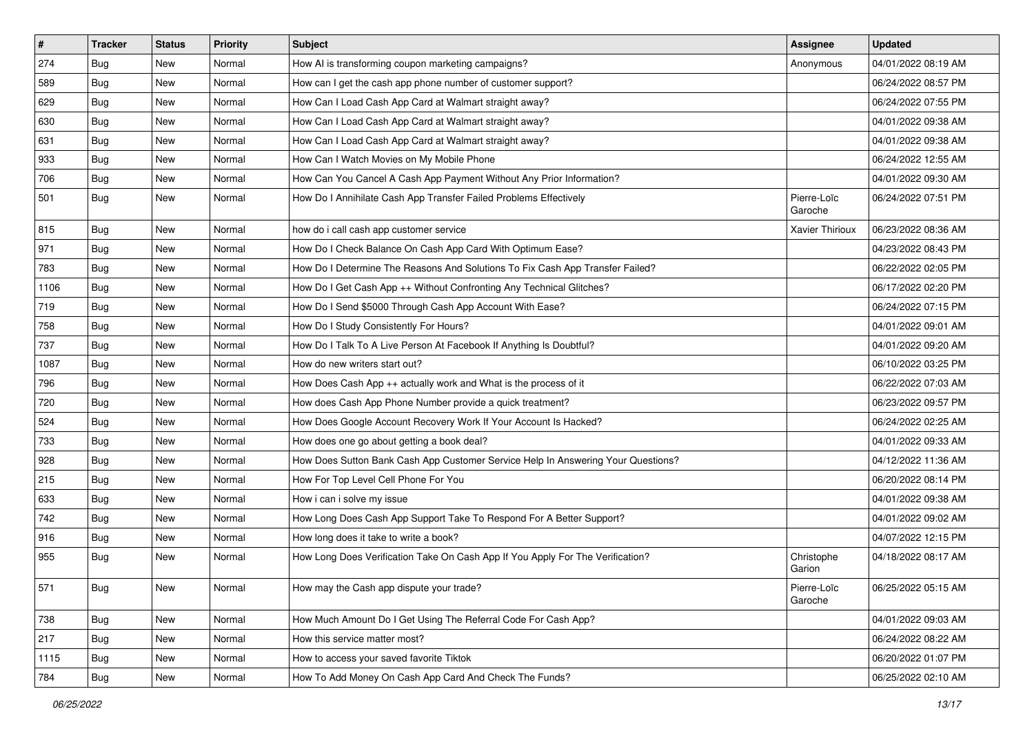| # | Tracker | Status | Priority | Subject | Assignee | Updated |
|---|---|---|---|---|---|---|
| 274 | Bug | New | Normal | How AI is transforming coupon marketing campaigns? | Anonymous | 04/01/2022 08:19 AM |
| 589 | Bug | New | Normal | How can I get the cash app phone number of customer support? | | 06/24/2022 08:57 PM |
| 629 | Bug | New | Normal | How Can I Load Cash App Card at Walmart straight away? | | 06/24/2022 07:55 PM |
| 630 | Bug | New | Normal | How Can I Load Cash App Card at Walmart straight away? | | 04/01/2022 09:38 AM |
| 631 | Bug | New | Normal | How Can I Load Cash App Card at Walmart straight away? | | 04/01/2022 09:38 AM |
| 933 | Bug | New | Normal | How Can I Watch Movies on My Mobile Phone | | 06/24/2022 12:55 AM |
| 706 | Bug | New | Normal | How Can You Cancel A Cash App Payment Without Any Prior Information? | | 04/01/2022 09:30 AM |
| 501 | Bug | New | Normal | How Do I Annihilate Cash App Transfer Failed Problems Effectively | Pierre-Loïc Garoche | 06/24/2022 07:51 PM |
| 815 | Bug | New | Normal | how do i call cash app customer service | Xavier Thirioux | 06/23/2022 08:36 AM |
| 971 | Bug | New | Normal | How Do I Check Balance On Cash App Card With Optimum Ease? | | 04/23/2022 08:43 PM |
| 783 | Bug | New | Normal | How Do I Determine The Reasons And Solutions To Fix Cash App Transfer Failed? | | 06/22/2022 02:05 PM |
| 1106 | Bug | New | Normal | How Do I Get Cash App ++ Without Confronting Any Technical Glitches? | | 06/17/2022 02:20 PM |
| 719 | Bug | New | Normal | How Do I Send $5000 Through Cash App Account With Ease? | | 06/24/2022 07:15 PM |
| 758 | Bug | New | Normal | How Do I Study Consistently For Hours? | | 04/01/2022 09:01 AM |
| 737 | Bug | New | Normal | How Do I Talk To A Live Person At Facebook If Anything Is Doubtful? | | 04/01/2022 09:20 AM |
| 1087 | Bug | New | Normal | How do new writers start out? | | 06/10/2022 03:25 PM |
| 796 | Bug | New | Normal | How Does Cash App ++ actually work and What is the process of it | | 06/22/2022 07:03 AM |
| 720 | Bug | New | Normal | How does Cash App Phone Number provide a quick treatment? | | 06/23/2022 09:57 PM |
| 524 | Bug | New | Normal | How Does Google Account Recovery Work If Your Account Is Hacked? | | 06/24/2022 02:25 AM |
| 733 | Bug | New | Normal | How does one go about getting a book deal? | | 04/01/2022 09:33 AM |
| 928 | Bug | New | Normal | How Does Sutton Bank Cash App Customer Service Help In Answering Your Questions? | | 04/12/2022 11:36 AM |
| 215 | Bug | New | Normal | How For Top Level Cell Phone For You | | 06/20/2022 08:14 PM |
| 633 | Bug | New | Normal | How i can i solve my issue | | 04/01/2022 09:38 AM |
| 742 | Bug | New | Normal | How Long Does Cash App Support Take To Respond For A Better Support? | | 04/01/2022 09:02 AM |
| 916 | Bug | New | Normal | How long does it take to write a book? | | 04/07/2022 12:15 PM |
| 955 | Bug | New | Normal | How Long Does Verification Take On Cash App If You Apply For The Verification? | Christophe Garion | 04/18/2022 08:17 AM |
| 571 | Bug | New | Normal | How may the Cash app dispute your trade? | Pierre-Loïc Garoche | 06/25/2022 05:15 AM |
| 738 | Bug | New | Normal | How Much Amount Do I Get Using The Referral Code For Cash App? | | 04/01/2022 09:03 AM |
| 217 | Bug | New | Normal | How this service matter most? | | 06/24/2022 08:22 AM |
| 1115 | Bug | New | Normal | How to access your saved favorite Tiktok | | 06/20/2022 01:07 PM |
| 784 | Bug | New | Normal | How To Add Money On Cash App Card And Check The Funds? | | 06/25/2022 02:10 AM |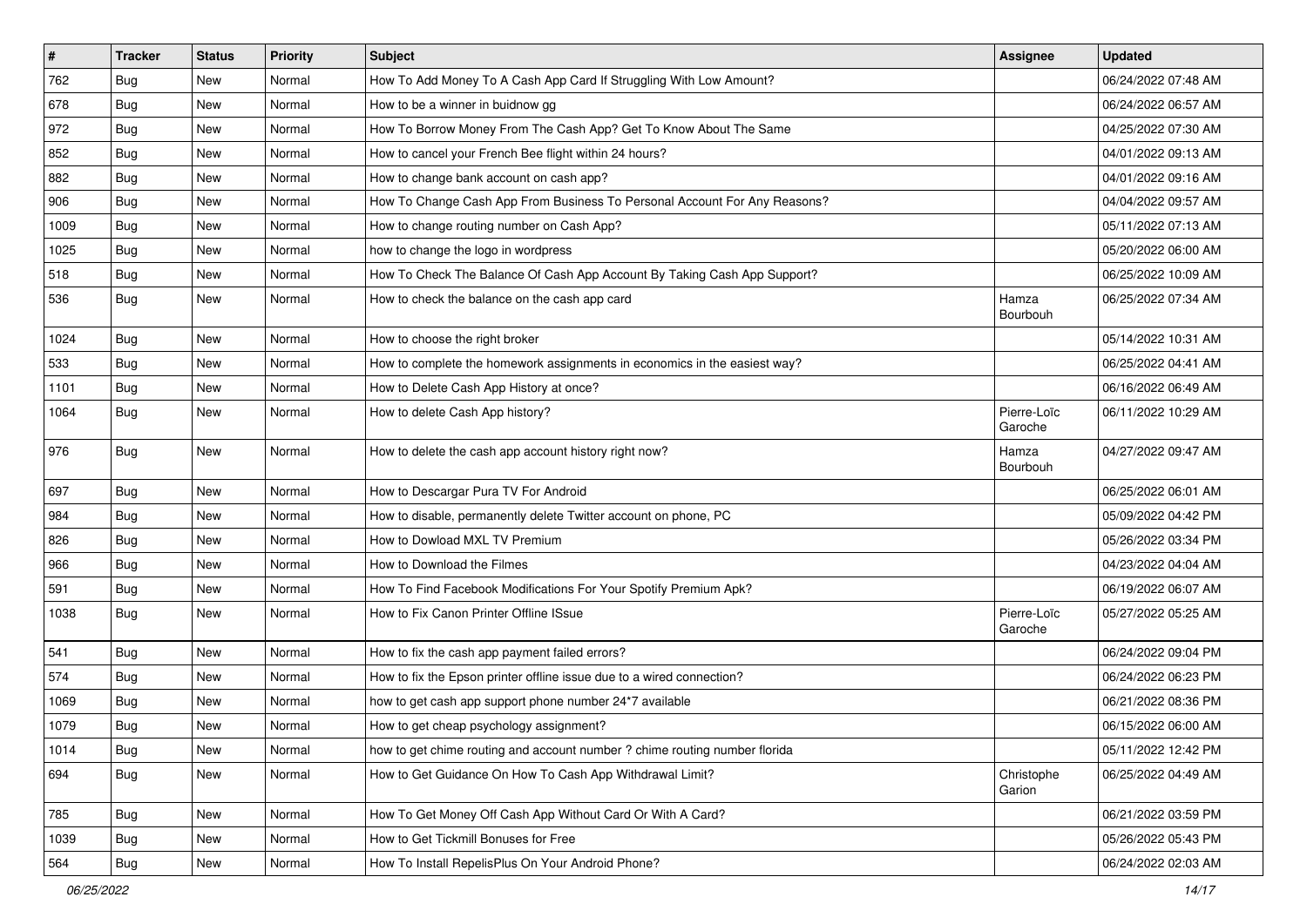| # | Tracker | Status | Priority | Subject | Assignee | Updated |
|---|---|---|---|---|---|---|
| 762 | Bug | New | Normal | How To Add Money To A Cash App Card If Struggling With Low Amount? | | 06/24/2022 07:48 AM |
| 678 | Bug | New | Normal | How to be a winner in buidnow gg | | 06/24/2022 06:57 AM |
| 972 | Bug | New | Normal | How To Borrow Money From The Cash App? Get To Know About The Same | | 04/25/2022 07:30 AM |
| 852 | Bug | New | Normal | How to cancel your French Bee flight within 24 hours? | | 04/01/2022 09:13 AM |
| 882 | Bug | New | Normal | How to change bank account on cash app? | | 04/01/2022 09:16 AM |
| 906 | Bug | New | Normal | How To Change Cash App From Business To Personal Account For Any Reasons? | | 04/04/2022 09:57 AM |
| 1009 | Bug | New | Normal | How to change routing number on Cash App? | | 05/11/2022 07:13 AM |
| 1025 | Bug | New | Normal | how to change the logo in wordpress | | 05/20/2022 06:00 AM |
| 518 | Bug | New | Normal | How To Check The Balance Of Cash App Account By Taking Cash App Support? | | 06/25/2022 10:09 AM |
| 536 | Bug | New | Normal | How to check the balance on the cash app card | Hamza Bourbouh | 06/25/2022 07:34 AM |
| 1024 | Bug | New | Normal | How to choose the right broker | | 05/14/2022 10:31 AM |
| 533 | Bug | New | Normal | How to complete the homework assignments in economics in the easiest way? | | 06/25/2022 04:41 AM |
| 1101 | Bug | New | Normal | How to Delete Cash App History at once? | | 06/16/2022 06:49 AM |
| 1064 | Bug | New | Normal | How to delete Cash App history? | Pierre-Loïc Garoche | 06/11/2022 10:29 AM |
| 976 | Bug | New | Normal | How to delete the cash app account history right now? | Hamza Bourbouh | 04/27/2022 09:47 AM |
| 697 | Bug | New | Normal | How to Descargar Pura TV For Android | | 06/25/2022 06:01 AM |
| 984 | Bug | New | Normal | How to disable, permanently delete Twitter account on phone, PC | | 05/09/2022 04:42 PM |
| 826 | Bug | New | Normal | How to Dowload MXL TV Premium | | 05/26/2022 03:34 PM |
| 966 | Bug | New | Normal | How to Download the Filmes | | 04/23/2022 04:04 AM |
| 591 | Bug | New | Normal | How To Find Facebook Modifications For Your Spotify Premium Apk? | | 06/19/2022 06:07 AM |
| 1038 | Bug | New | Normal | How to Fix Canon Printer Offline ISsue | Pierre-Loïc Garoche | 05/27/2022 05:25 AM |
| 541 | Bug | New | Normal | How to fix the cash app payment failed errors? | | 06/24/2022 09:04 PM |
| 574 | Bug | New | Normal | How to fix the Epson printer offline issue due to a wired connection? | | 06/24/2022 06:23 PM |
| 1069 | Bug | New | Normal | how to get cash app support phone number 24*7 available | | 06/21/2022 08:36 PM |
| 1079 | Bug | New | Normal | How to get cheap psychology assignment? | | 06/15/2022 06:00 AM |
| 1014 | Bug | New | Normal | how to get chime routing and account number ? chime routing number florida | | 05/11/2022 12:42 PM |
| 694 | Bug | New | Normal | How to Get Guidance On How To Cash App Withdrawal Limit? | Christophe Garion | 06/25/2022 04:49 AM |
| 785 | Bug | New | Normal | How To Get Money Off Cash App Without Card Or With A Card? | | 06/21/2022 03:59 PM |
| 1039 | Bug | New | Normal | How to Get Tickmill Bonuses for Free | | 05/26/2022 05:43 PM |
| 564 | Bug | New | Normal | How To Install RepelisPlus On Your Android Phone? | | 06/24/2022 02:03 AM |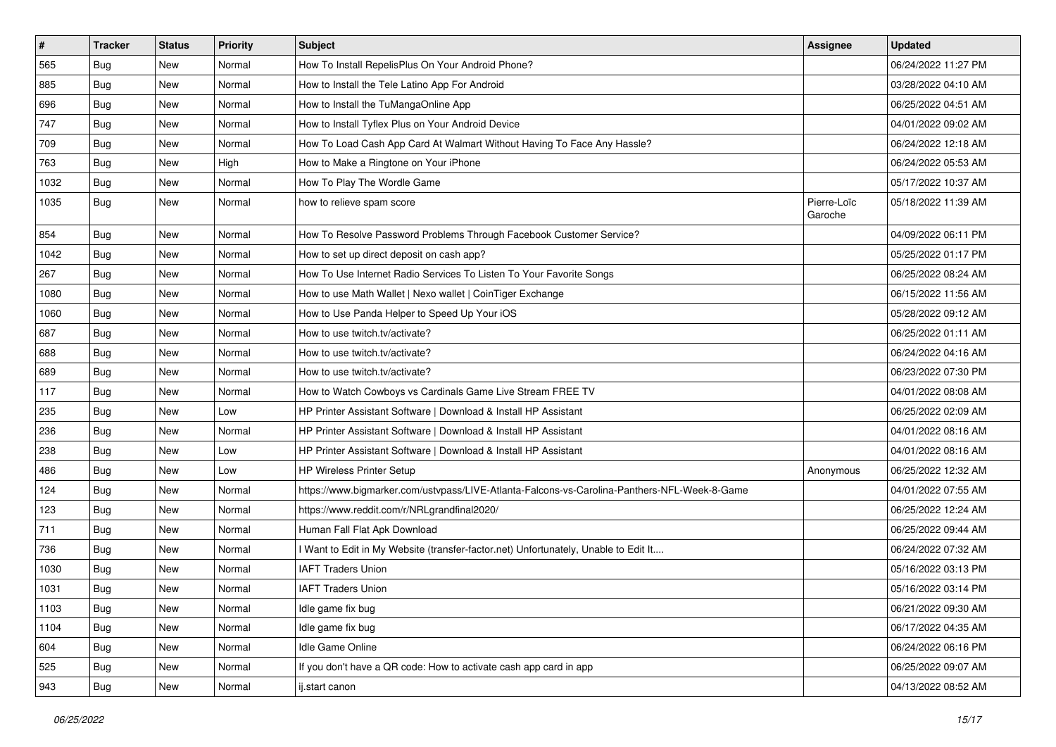| # | Tracker | Status | Priority | Subject | Assignee | Updated |
|---|---|---|---|---|---|---|
| 565 | Bug | New | Normal | How To Install RepelisPlus On Your Android Phone? | | 06/24/2022 11:27 PM |
| 885 | Bug | New | Normal | How to Install the Tele Latino App For Android | | 03/28/2022 04:10 AM |
| 696 | Bug | New | Normal | How to Install the TuMangaOnline App | | 06/25/2022 04:51 AM |
| 747 | Bug | New | Normal | How to Install Tyflex Plus on Your Android Device | | 04/01/2022 09:02 AM |
| 709 | Bug | New | Normal | How To Load Cash App Card At Walmart Without Having To Face Any Hassle? | | 06/24/2022 12:18 AM |
| 763 | Bug | New | High | How to Make a Ringtone on Your iPhone | | 06/24/2022 05:53 AM |
| 1032 | Bug | New | Normal | How To Play The Wordle Game | | 05/17/2022 10:37 AM |
| 1035 | Bug | New | Normal | how to relieve spam score | Pierre-Loïc Garoche | 05/18/2022 11:39 AM |
| 854 | Bug | New | Normal | How To Resolve Password Problems Through Facebook Customer Service? | | 04/09/2022 06:11 PM |
| 1042 | Bug | New | Normal | How to set up direct deposit on cash app? | | 05/25/2022 01:17 PM |
| 267 | Bug | New | Normal | How To Use Internet Radio Services To Listen To Your Favorite Songs | | 06/25/2022 08:24 AM |
| 1080 | Bug | New | Normal | How to use Math Wallet \| Nexo wallet \| CoinTiger Exchange | | 06/15/2022 11:56 AM |
| 1060 | Bug | New | Normal | How to Use Panda Helper to Speed Up Your iOS | | 05/28/2022 09:12 AM |
| 687 | Bug | New | Normal | How to use twitch.tv/activate? | | 06/25/2022 01:11 AM |
| 688 | Bug | New | Normal | How to use twitch.tv/activate? | | 06/24/2022 04:16 AM |
| 689 | Bug | New | Normal | How to use twitch.tv/activate? | | 06/23/2022 07:30 PM |
| 117 | Bug | New | Normal | How to Watch Cowboys vs Cardinals Game Live Stream FREE TV | | 04/01/2022 08:08 AM |
| 235 | Bug | New | Low | HP Printer Assistant Software \| Download & Install HP Assistant | | 06/25/2022 02:09 AM |
| 236 | Bug | New | Normal | HP Printer Assistant Software \| Download & Install HP Assistant | | 04/01/2022 08:16 AM |
| 238 | Bug | New | Low | HP Printer Assistant Software \| Download & Install HP Assistant | | 04/01/2022 08:16 AM |
| 486 | Bug | New | Low | HP Wireless Printer Setup | Anonymous | 06/25/2022 12:32 AM |
| 124 | Bug | New | Normal | https://www.bigmarker.com/ustvpass/LIVE-Atlanta-Falcons-vs-Carolina-Panthers-NFL-Week-8-Game | | 04/01/2022 07:55 AM |
| 123 | Bug | New | Normal | https://www.reddit.com/r/NRLgrandfinal2020/ | | 06/25/2022 12:24 AM |
| 711 | Bug | New | Normal | Human Fall Flat Apk Download | | 06/25/2022 09:44 AM |
| 736 | Bug | New | Normal | I Want to Edit in My Website (transfer-factor.net) Unfortunately, Unable to Edit It.... | | 06/24/2022 07:32 AM |
| 1030 | Bug | New | Normal | IAFT Traders Union | | 05/16/2022 03:13 PM |
| 1031 | Bug | New | Normal | IAFT Traders Union | | 05/16/2022 03:14 PM |
| 1103 | Bug | New | Normal | Idle game fix bug | | 06/21/2022 09:30 AM |
| 1104 | Bug | New | Normal | Idle game fix bug | | 06/17/2022 04:35 AM |
| 604 | Bug | New | Normal | Idle Game Online | | 06/24/2022 06:16 PM |
| 525 | Bug | New | Normal | If you don't have a QR code: How to activate cash app card in app | | 06/25/2022 09:07 AM |
| 943 | Bug | New | Normal | ij.start canon | | 04/13/2022 08:52 AM |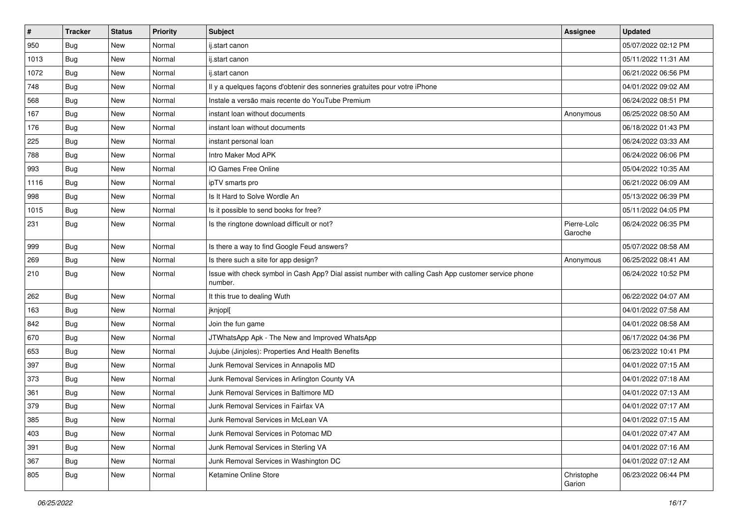| # | Tracker | Status | Priority | Subject | Assignee | Updated |
|---|---|---|---|---|---|---|
| 950 | Bug | New | Normal | ij.start canon | | 05/07/2022 02:12 PM |
| 1013 | Bug | New | Normal | ij.start canon | | 05/11/2022 11:31 AM |
| 1072 | Bug | New | Normal | ij.start canon | | 06/21/2022 06:56 PM |
| 748 | Bug | New | Normal | Il y a quelques façons d'obtenir des sonneries gratuites pour votre iPhone | | 04/01/2022 09:02 AM |
| 568 | Bug | New | Normal | Instale a versão mais recente do YouTube Premium | | 06/24/2022 08:51 PM |
| 167 | Bug | New | Normal | instant loan without documents | Anonymous | 06/25/2022 08:50 AM |
| 176 | Bug | New | Normal | instant loan without documents | | 06/18/2022 01:43 PM |
| 225 | Bug | New | Normal | instant personal loan | | 06/24/2022 03:33 AM |
| 788 | Bug | New | Normal | Intro Maker Mod APK | | 06/24/2022 06:06 PM |
| 993 | Bug | New | Normal | IO Games Free Online | | 05/04/2022 10:35 AM |
| 1116 | Bug | New | Normal | ipTV smarts pro | | 06/21/2022 06:09 AM |
| 998 | Bug | New | Normal | Is It Hard to Solve Wordle An | | 05/13/2022 06:39 PM |
| 1015 | Bug | New | Normal | Is it possible to send books for free? | | 05/11/2022 04:05 PM |
| 231 | Bug | New | Normal | Is the ringtone download difficult or not? | Pierre-Loïc Garoche | 06/24/2022 06:35 PM |
| 999 | Bug | New | Normal | Is there a way to find Google Feud answers? | | 05/07/2022 08:58 AM |
| 269 | Bug | New | Normal | Is there such a site for app design? | Anonymous | 06/25/2022 08:41 AM |
| 210 | Bug | New | Normal | Issue with check symbol in Cash App? Dial assist number with calling Cash App customer service phone number. | | 06/24/2022 10:52 PM |
| 262 | Bug | New | Normal | It this true to dealing Wuth | | 06/22/2022 04:07 AM |
| 163 | Bug | New | Normal | jknjopl[ | | 04/01/2022 07:58 AM |
| 842 | Bug | New | Normal | Join the fun game | | 04/01/2022 08:58 AM |
| 670 | Bug | New | Normal | JTWhatsApp Apk - The New and Improved WhatsApp | | 06/17/2022 04:36 PM |
| 653 | Bug | New | Normal | Jujube (Jinjoles): Properties And Health Benefits | | 06/23/2022 10:41 PM |
| 397 | Bug | New | Normal | Junk Removal Services in Annapolis MD | | 04/01/2022 07:15 AM |
| 373 | Bug | New | Normal | Junk Removal Services in Arlington County VA | | 04/01/2022 07:18 AM |
| 361 | Bug | New | Normal | Junk Removal Services in Baltimore MD | | 04/01/2022 07:13 AM |
| 379 | Bug | New | Normal | Junk Removal Services in Fairfax VA | | 04/01/2022 07:17 AM |
| 385 | Bug | New | Normal | Junk Removal Services in McLean VA | | 04/01/2022 07:15 AM |
| 403 | Bug | New | Normal | Junk Removal Services in Potomac MD | | 04/01/2022 07:47 AM |
| 391 | Bug | New | Normal | Junk Removal Services in Sterling VA | | 04/01/2022 07:16 AM |
| 367 | Bug | New | Normal | Junk Removal Services in Washington DC | | 04/01/2022 07:12 AM |
| 805 | Bug | New | Normal | Ketamine Online Store | Christophe Garion | 06/23/2022 06:44 PM |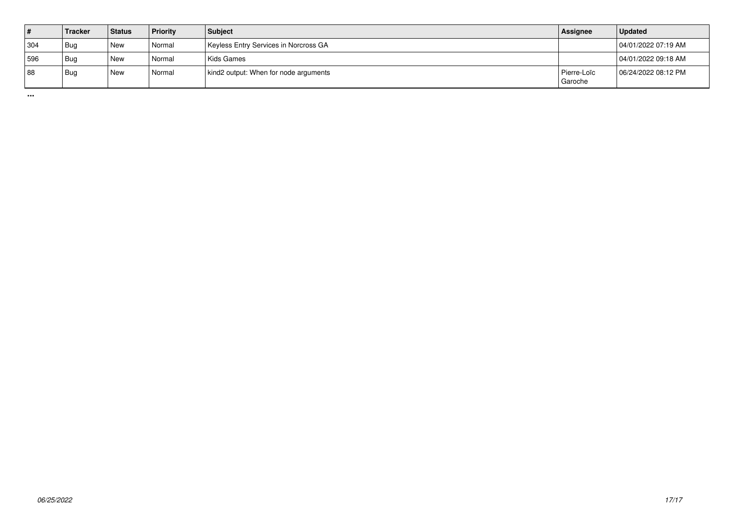| # | Tracker | Status | Priority | Subject | Assignee | Updated |
|---|---|---|---|---|---|---|
| 304 | Bug | New | Normal | Keyless Entry Services in Norcross GA | | 04/01/2022 07:19 AM |
| 596 | Bug | New | Normal | Kids Games | | 04/01/2022 09:18 AM |
| 88 | Bug | New | Normal | kind2 output: When for node arguments | Pierre-Loïc Garoche | 06/24/2022 08:12 PM |

...